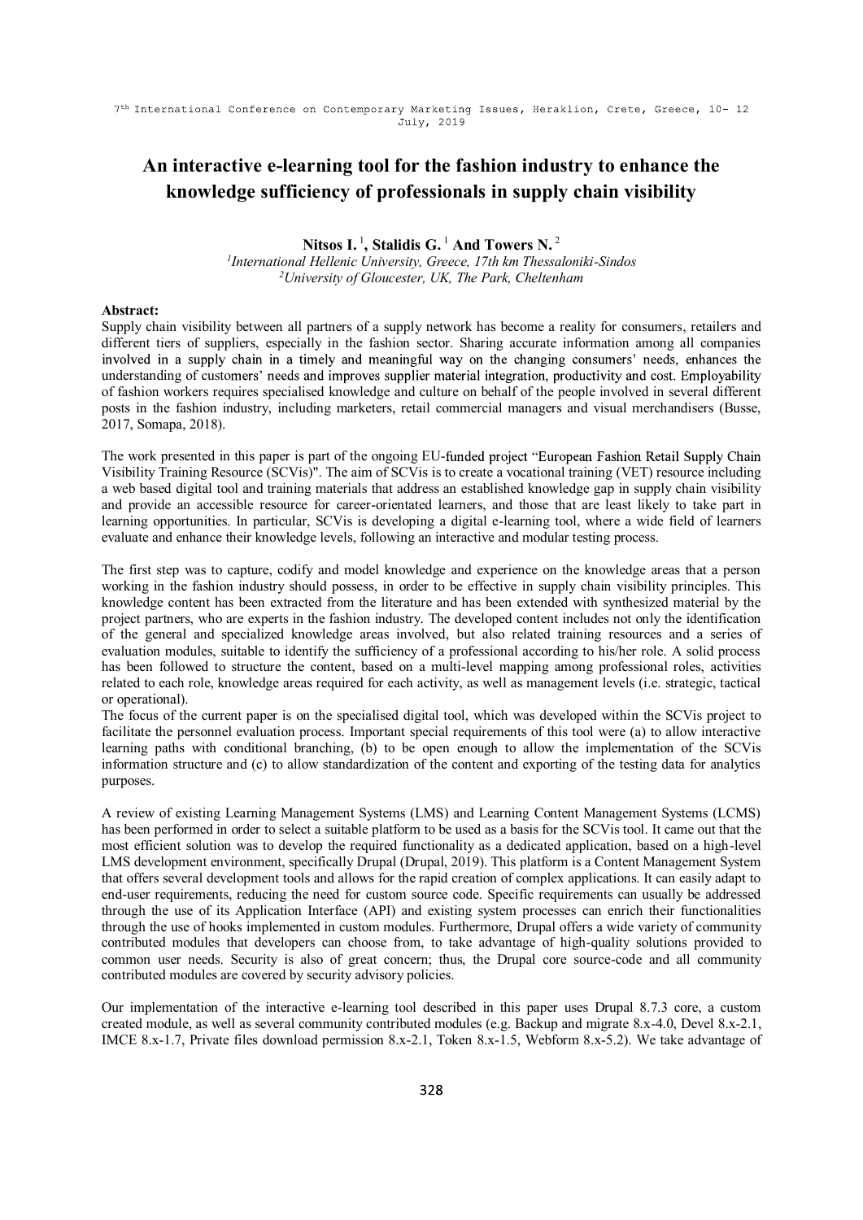# An interactive e-learning tool for the fashion industry to enhance the knowledge sufficiency of professionals in supply chain visibility

**Nitsos I.** [1], **Stalidis G.** [1] **And Towers N.** [2]

[1] *International Hellenic University, Greece, 17th km Thessaloniki-Sindos*

[2] *University of Gloucester, UK, The Park, Cheltenham*

**Abstract:**

Supply chain visibility between all partners of a supply network has become a reality for consumers, retailers and different tiers of suppliers, especially in the fashion sector. Sharing accurate information among all companies involved in a supply chain in a timely and meaningful way on the changing consumers' needs, enhances the understanding of customers' needs and improves supplier material integration, productivity and cost. Employability of fashion workers requires specialised knowledge and culture on behalf of the people involved in several different posts in the fashion industry, including marketers, retail commercial managers and visual merchandisers (Busse, 2017, Somapa, 2018).

The work presented in this paper is part of the ongoing EU-funded project "European Fashion Retail Supply Chain Visibility Training Resource (SCVis)". The aim of SCVis is to create a vocational training (VET) resource including a web based digital tool and training materials that address an established knowledge gap in supply chain visibility and provide an accessible resource for career-orientated learners, and those that are least likely to take part in learning opportunities. In particular, SCVis is developing a digital e-learning tool, where a wide field of learners evaluate and enhance their knowledge levels, following an interactive and modular testing process.

The first step was to capture, codify and model knowledge and experience on the knowledge areas that a person working in the fashion industry should possess, in order to be effective in supply chain visibility principles. This knowledge content has been extracted from the literature and has been extended with synthesized material by the project partners, who are experts in the fashion industry. The developed content includes not only the identification of the general and specialized knowledge areas involved, but also related training resources and a series of evaluation modules, suitable to identify the sufficiency of a professional according to his/her role. A solid process has been followed to structure the content, based on a multi-level mapping among professional roles, activities related to each role, knowledge areas required for each activity, as well as management levels (i.e. strategic, tactical or operational).

The focus of the current paper is on the specialised digital tool, which was developed within the SCVis project to facilitate the personnel evaluation process. Important special requirements of this tool were (a) to allow interactive learning paths with conditional branching, (b) to be open enough to allow the implementation of the SCVis information structure and (c) to allow standardization of the content and exporting of the testing data for analytics purposes.

A review of existing Learning Management Systems (LMS) and Learning Content Management Systems (LCMS) has been performed in order to select a suitable platform to be used as a basis for the SCVis tool. It came out that the most efficient solution was to develop the required functionality as a dedicated application, based on a high-level LMS development environment, specifically Drupal (Drupal, 2019). This platform is a Content Management System that offers several development tools and allows for the rapid creation of complex applications. It can easily adapt to end-user requirements, reducing the need for custom source code. Specific requirements can usually be addressed through the use of its Application Interface (API) and existing system processes can enrich their functionalities through the use of hooks implemented in custom modules. Furthermore, Drupal offers a wide variety of community contributed modules that developers can choose from, to take advantage of high-quality solutions provided to common user needs. Security is also of great concern; thus, the Drupal core source-code and all community contributed modules are covered by security advisory policies.

Our implementation of the interactive e-learning tool described in this paper uses Drupal 8.7.3 core, a custom created module, as well as several community contributed modules (e.g. Backup and migrate 8.x-4.0, Devel 8.x-2.1, IMCE 8.x-1.7, Private files download permission 8.x-2.1, Token 8.x-1.5, Webform 8.x-5.2). We take advantage of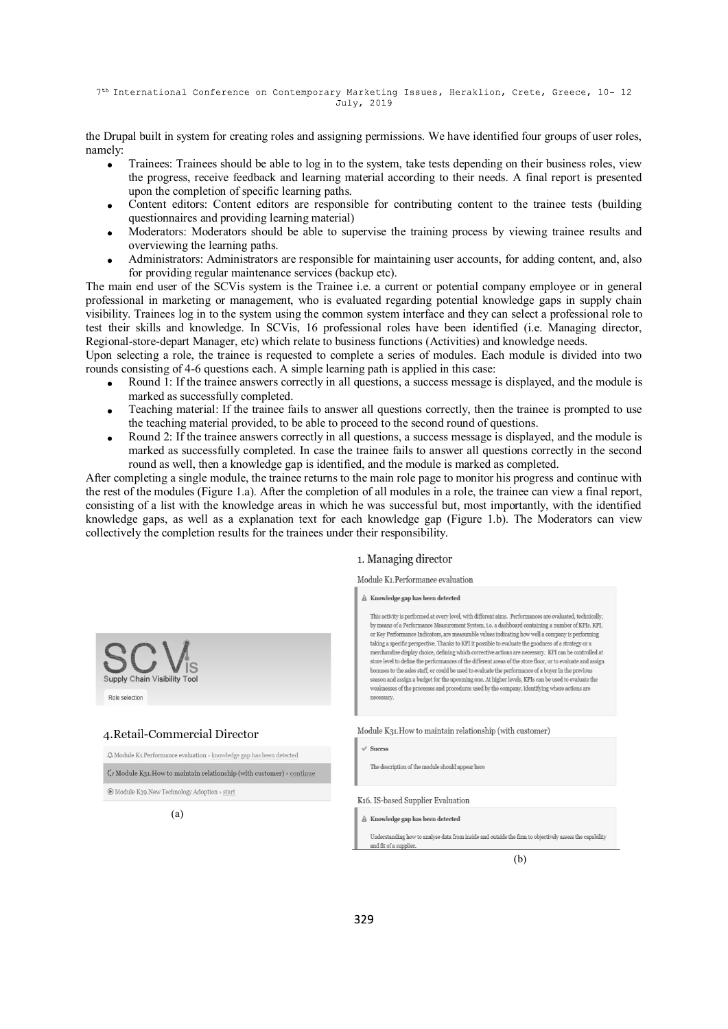the Drupal built in system for creating roles and assigning permissions. We have identified four groups of user roles, namely:

- Trainees: Trainees should be able to log in to the system, take tests depending on their business roles, view the progress, receive feedback and learning material according to their needs. A final report is presented upon the completion of specific learning paths.
- Content editors: Content editors are responsible for contributing content to the trainee tests (building questionnaires and providing learning material)
- Moderators: Moderators should be able to supervise the training process by viewing trainee results and overviewing the learning paths.
- Administrators: Administrators are responsible for maintaining user accounts, for adding content, and, also for providing regular maintenance services (backup etc).

The main end user of the SCVis system is the Trainee i.e. a current or potential company employee or in general professional in marketing or management, who is evaluated regarding potential knowledge gaps in supply chain visibility. Trainees log in to the system using the common system interface and they can select a professional role to test their skills and knowledge. In SCVis, 16 professional roles have been identified (i.e. Managing director, Regional-store-depart Manager, etc) which relate to business functions (Activities) and knowledge needs.

Upon selecting a role, the trainee is requested to complete a series of modules. Each module is divided into two rounds consisting of 4-6 questions each. A simple learning path is applied in this case:

- Round 1: If the trainee answers correctly in all questions, a success message is displayed, and the module is marked as successfully completed.
- Teaching material: If the trainee fails to answer all questions correctly, then the trainee is prompted to use the teaching material provided, to be able to proceed to the second round of questions.
- Round 2: If the trainee answers correctly in all questions, a success message is displayed, and the module is marked as successfully completed. In case the trainee fails to answer all questions correctly in the second round as well, then a knowledge gap is identified, and the module is marked as completed.

After completing a single module, the trainee returns to the main role page to monitor his progress and continue with the rest of the modules (Figure 1.a). After the completion of all modules in a role, the trainee can view a final report, consisting of a list with the knowledge areas in which he was successful but, most importantly, with the identified knowledge gaps, as well as a explanation text for each knowledge gap (Figure 1.b). The Moderators can view collectively the completion results for the trainees under their responsibility.

SCVis
Supply Chain Visibility Tool
Role selection

4.Retail-Commercial Director

Module K1.Performance evaluation › knowledge gap has been detected
Module K31.How to maintain relationship (with customer) › continue
Module K39.New Technology Adoption › start

(a)

1. Managing director

Module K1.Performance evaluation

Knowledge gap has been detected

This activity is performed at every level, with different aims. Performances are evaluated, technically, by means of a Performance Measurement System, i.e. a dashboard containing a number of KPIs. KPI, or Key Performance Indicators, are measurable values indicating how well a company is performing taking a specific perspective. Thanks to KPI it possible to evaluate the goodness of a strategy or a merchandise display choice, defining which corrective actions are necessary. KPI can be controlled at store level to define the performances of the different areas of the store floor, or to evaluate and assign bonuses to the sales staff, or could be used to evaluate the performance of a buyer in the previous season and assign a budget for the upcoming one. At higher levels, KPIs can be used to evaluate the weaknesses of the processes and procedures used by the company, identifying where actions are necessary.

Module K31.How to maintain relationship (with customer)

Sucess

The description of the module should appear here

K16. IS-based Supplier Evaluation

Knowledge gap has been detected

Understanding how to analyse data from inside and outside the firm to objectively assess the capability and fit of a supplier.

(b)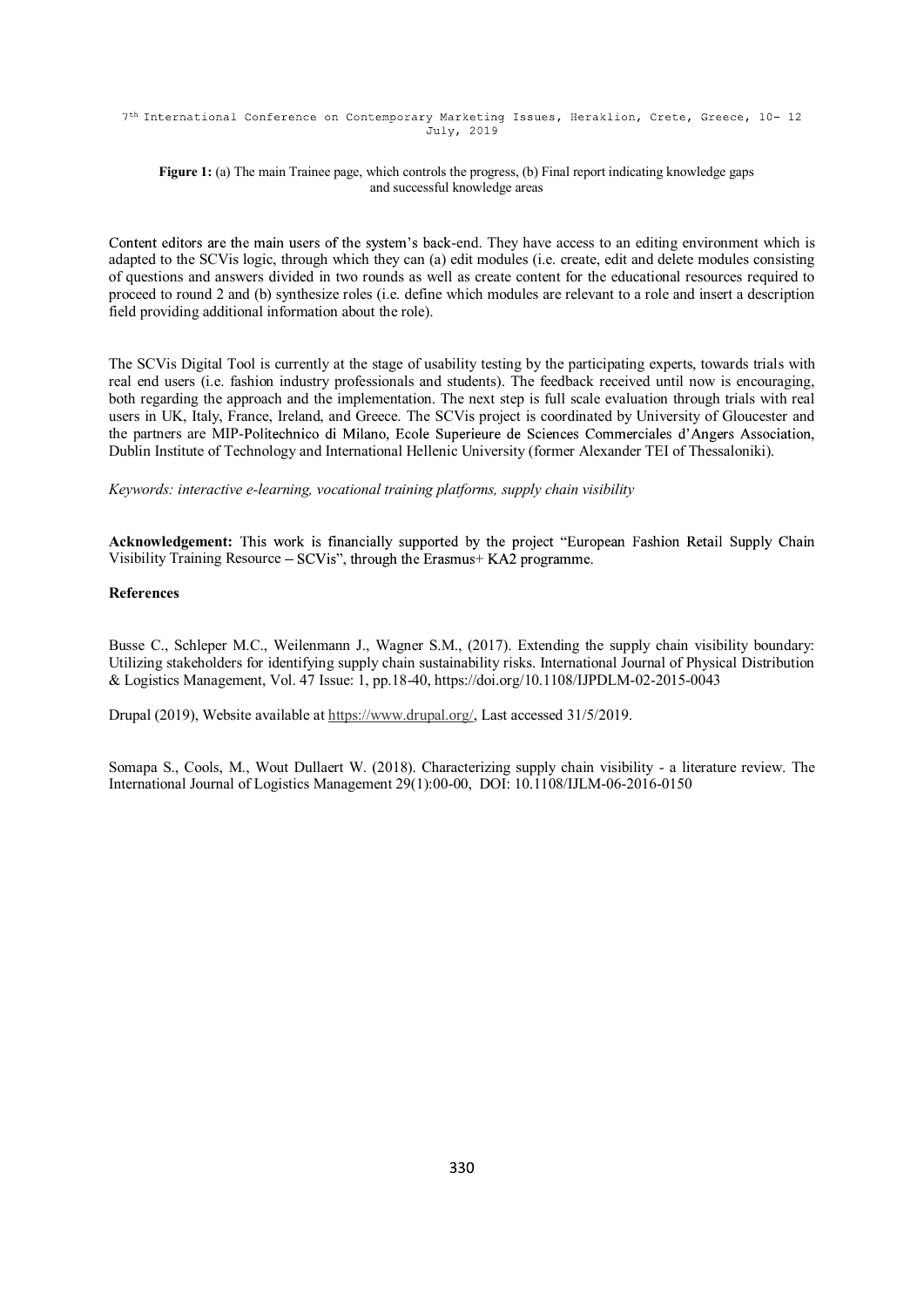**Figure 1:** (a) The main Trainee page, which controls the progress, (b) Final report indicating knowledge gaps and successful knowledge areas

Content editors are the main users of the system's back-end. They have access to an editing environment which is adapted to the SCVis logic, through which they can (a) edit modules (i.e. create, edit and delete modules consisting of questions and answers divided in two rounds as well as create content for the educational resources required to proceed to round 2 and (b) synthesize roles (i.e. define which modules are relevant to a role and insert a description field providing additional information about the role).

The SCVis Digital Tool is currently at the stage of usability testing by the participating experts, towards trials with real end users (i.e. fashion industry professionals and students). The feedback received until now is encouraging, both regarding the approach and the implementation. The next step is full scale evaluation through trials with real users in UK, Italy, France, Ireland, and Greece. The SCVis project is coordinated by University of Gloucester and the partners are MIP-Politechnico di Milano, Ecole Superieure de Sciences Commerciales d'Angers Association, Dublin Institute of Technology and International Hellenic University (former Alexander TEI of Thessaloniki).

*Keywords: interactive e-learning, vocational training platforms, supply chain visibility*

**Acknowledgement:** This work is financially supported by the project "European Fashion Retail Supply Chain Visibility Training Resource – SCVis", through the Erasmus+ KA2 programme.

**References**

Busse C., Schleper M.C., Weilenmann J., Wagner S.M., (2017). Extending the supply chain visibility boundary: Utilizing stakeholders for identifying supply chain sustainability risks. International Journal of Physical Distribution & Logistics Management, Vol. 47 Issue: 1, pp.18-40, https://doi.org/10.1108/IJPDLM-02-2015-0043

Drupal (2019), Website available at https://www.drupal.org/, Last accessed 31/5/2019.

Somapa S., Cools, M., Wout Dullaert W. (2018). Characterizing supply chain visibility - a literature review. The International Journal of Logistics Management 29(1):00-00, DOI: 10.1108/IJLM-06-2016-0150